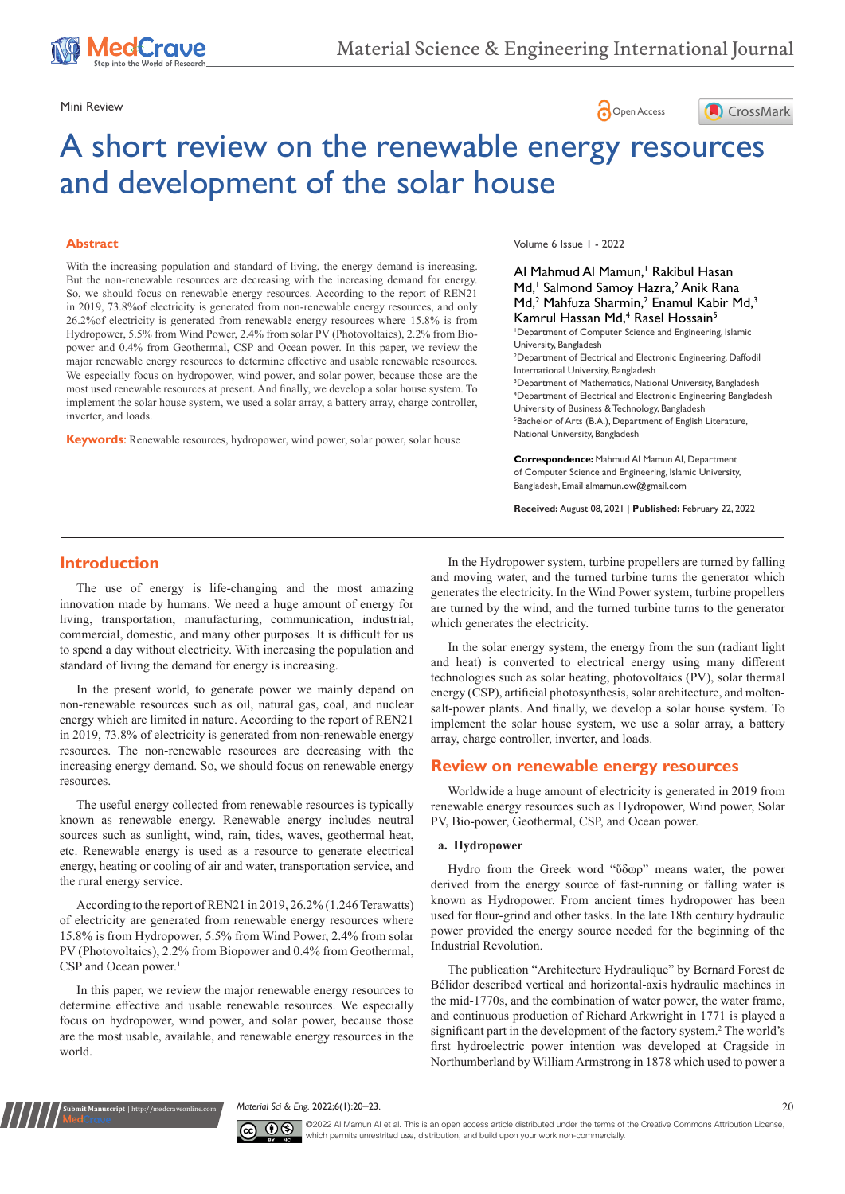Mini Review

# A short review on the renewable energy resources and development of the solar house

## Abstract

With the increasing population and standard of living, the energy demand is increasing. But the non-renewable resources are decreasing with the increasing demand for energy. So, we should focus on renewable energy resources. According to the report of REN21 in 2019, 73.8%of electricity is generated from non-renewable energy resources, and only 26.2%of electricity is generated from renewable energy resources where 15.8% is from Hydropower, 5.5% from Wind Power, 2.4% from solar PV (Photovoltaics), 2.2% from Bio-power and 0.4% from Geothermal, CSP and Ocean power. In this paper, we review the major renewable energy resources to determine effective and usable renewable resources. We especially focus on hydropower, wind power, and solar power, because those are the most used renewable resources at present. And finally, we develop a solar house system. To implement the solar house system, we used a solar array, a battery array, charge controller, inverter, and loads.

**Keywords:** Renewable resources, hydropower, wind power, solar power, solar house

Volume 6 Issue 1 - 2022

Al Mahmud Al Mamun,[1] Rakibul Hasan Md,[1] Salmond Samoy Hazra,[2] Anik Rana Md,[2] Mahfuza Sharmin,[2] Enamul Kabir Md,[3] Kamrul Hassan Md,[4] Rasel Hossain[5]

[1]Department of Computer Science and Engineering, Islamic University, Bangladesh
[2]Department of Electrical and Electronic Engineering, Daffodil International University, Bangladesh
[3]Department of Mathematics, National University, Bangladesh
[4]Department of Electrical and Electronic Engineering Bangladesh University of Business & Technology, Bangladesh
[5]Bachelor of Arts (B.A.), Department of English Literature, National University, Bangladesh

**Correspondence:** Mahmud Al Mamun Al, Department of Computer Science and Engineering, Islamic University, Bangladesh, Email almamun.ow@gmail.com

**Received:** August 08, 2021 | **Published:** February 22, 2022

## Introduction

The use of energy is life-changing and the most amazing innovation made by humans. We need a huge amount of energy for living, transportation, manufacturing, communication, industrial, commercial, domestic, and many other purposes. It is difficult for us to spend a day without electricity. With increasing the population and standard of living the demand for energy is increasing.

In the present world, to generate power we mainly depend on non-renewable resources such as oil, natural gas, coal, and nuclear energy which are limited in nature. According to the report of REN21 in 2019, 73.8% of electricity is generated from non-renewable energy resources. The non-renewable resources are decreasing with the increasing energy demand. So, we should focus on renewable energy resources.

The useful energy collected from renewable resources is typically known as renewable energy. Renewable energy includes neutral sources such as sunlight, wind, rain, tides, waves, geothermal heat, etc. Renewable energy is used as a resource to generate electrical energy, heating or cooling of air and water, transportation service, and the rural energy service.

According to the report of REN21 in 2019, 26.2% (1.246 Terawatts) of electricity are generated from renewable energy resources where 15.8% is from Hydropower, 5.5% from Wind Power, 2.4% from solar PV (Photovoltaics), 2.2% from Biopower and 0.4% from Geothermal, CSP and Ocean power.[1]

In this paper, we review the major renewable energy resources to determine effective and usable renewable resources. We especially focus on hydropower, wind power, and solar power, because those are the most usable, available, and renewable energy resources in the world.

In the Hydropower system, turbine propellers are turned by falling and moving water, and the turned turbine turns the generator which generates the electricity. In the Wind Power system, turbine propellers are turned by the wind, and the turned turbine turns to the generator which generates the electricity.

In the solar energy system, the energy from the sun (radiant light and heat) is converted to electrical energy using many different technologies such as solar heating, photovoltaics (PV), solar thermal energy (CSP), artificial photosynthesis, solar architecture, and molten-salt-power plants. And finally, we develop a solar house system. To implement the solar house system, we use a solar array, a battery array, charge controller, inverter, and loads.

## Review on renewable energy resources

Worldwide a huge amount of electricity is generated in 2019 from renewable energy resources such as Hydropower, Wind power, Solar PV, Bio-power, Geothermal, CSP, and Ocean power.

### a. Hydropower

Hydro from the Greek word "ὕδωρ" means water, the power derived from the energy source of fast-running or falling water is known as Hydropower. From ancient times hydropower has been used for flour-grind and other tasks. In the late 18th century hydraulic power provided the energy source needed for the beginning of the Industrial Revolution.

The publication "Architecture Hydraulique" by Bernard Forest de Bélidor described vertical and horizontal-axis hydraulic machines in the mid-1770s, and the combination of water power, the water frame, and continuous production of Richard Arkwright in 1771 is played a significant part in the development of the factory system.[2] The world's first hydroelectric power intention was developed at Cragside in Northumberland by William Armstrong in 1878 which used to power a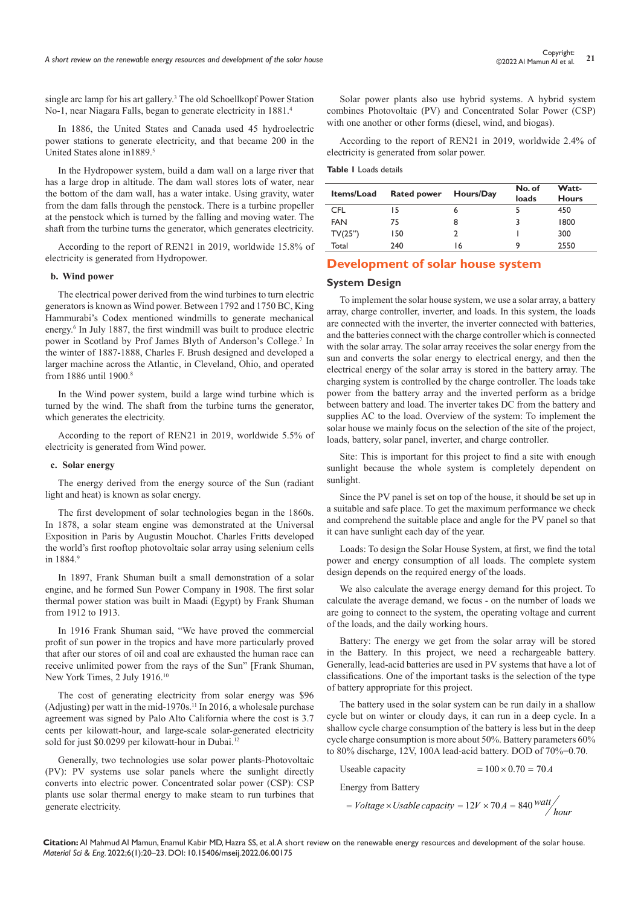single arc lamp for his art gallery.[3] The old Schoellkopf Power Station No-1, near Niagara Falls, began to generate electricity in 1881.[4]

In 1886, the United States and Canada used 45 hydroelectric power stations to generate electricity, and that became 200 in the United States alone in1889.[5]

In the Hydropower system, build a dam wall on a large river that has a large drop in altitude. The dam wall stores lots of water, near the bottom of the dam wall, has a water intake. Using gravity, water from the dam falls through the penstock. There is a turbine propeller at the penstock which is turned by the falling and moving water. The shaft from the turbine turns the generator, which generates electricity.

According to the report of REN21 in 2019, worldwide 15.8% of electricity is generated from Hydropower.

**b. Wind power**

The electrical power derived from the wind turbines to turn electric generators is known as Wind power. Between 1792 and 1750 BC, King Hammurabi's Codex mentioned windmills to generate mechanical energy.[6] In July 1887, the first windmill was built to produce electric power in Scotland by Prof James Blyth of Anderson's College.[7] In the winter of 1887-1888, Charles F. Brush designed and developed a larger machine across the Atlantic, in Cleveland, Ohio, and operated from 1886 until 1900.[8]

In the Wind power system, build a large wind turbine which is turned by the wind. The shaft from the turbine turns the generator, which generates the electricity.

According to the report of REN21 in 2019, worldwide 5.5% of electricity is generated from Wind power.

**c. Solar energy**

The energy derived from the energy source of the Sun (radiant light and heat) is known as solar energy.

The first development of solar technologies began in the 1860s. In 1878, a solar steam engine was demonstrated at the Universal Exposition in Paris by Augustin Mouchot. Charles Fritts developed the world's first rooftop photovoltaic solar array using selenium cells in 1884.[9]

In 1897, Frank Shuman built a small demonstration of a solar engine, and he formed Sun Power Company in 1908. The first solar thermal power station was built in Maadi (Egypt) by Frank Shuman from 1912 to 1913.

In 1916 Frank Shuman said, "We have proved the commercial profit of sun power in the tropics and have more particularly proved that after our stores of oil and coal are exhausted the human race can receive unlimited power from the rays of the Sun" [Frank Shuman, New York Times, 2 July 1916.[10]

The cost of generating electricity from solar energy was $96 (Adjusting) per watt in the mid-1970s.[11] In 2016, a wholesale purchase agreement was signed by Palo Alto California where the cost is 3.7 cents per kilowatt-hour, and large-scale solar-generated electricity sold for just $0.0299 per kilowatt-hour in Dubai.[12]

Generally, two technologies use solar power plants-Photovoltaic (PV): PV systems use solar panels where the sunlight directly converts into electric power. Concentrated solar power (CSP): CSP plants use solar thermal energy to make steam to run turbines that generate electricity.

Solar power plants also use hybrid systems. A hybrid system combines Photovoltaic (PV) and Concentrated Solar Power (CSP) with one another or other forms (diesel, wind, and biogas).

According to the report of REN21 in 2019, worldwide 2.4% of electricity is generated from solar power.

**Table 1** Loads details

| Items/Load | Rated power | Hours/Day | No. of loads | Watt-Hours |
|---|---|---|---|---|
| CFL | 15 | 6 | 5 | 450 |
| FAN | 75 | 8 | 3 | 1800 |
| TV(25") | 150 | 2 | 1 | 300 |
| Total | 240 | 16 | 9 | 2550 |

## Development of solar house system

### System Design

To implement the solar house system, we use a solar array, a battery array, charge controller, inverter, and loads. In this system, the loads are connected with the inverter, the inverter connected with batteries, and the batteries connect with the charge controller which is connected with the solar array. The solar array receives the solar energy from the sun and converts the solar energy to electrical energy, and then the electrical energy of the solar array is stored in the battery array. The charging system is controlled by the charge controller. The loads take power from the battery array and the inverted perform as a bridge between battery and load. The inverter takes DC from the battery and supplies AC to the load. Overview of the system: To implement the solar house we mainly focus on the selection of the site of the project, loads, battery, solar panel, inverter, and charge controller.

Site: This is important for this project to find a site with enough sunlight because the whole system is completely dependent on sunlight.

Since the PV panel is set on top of the house, it should be set up in a suitable and safe place. To get the maximum performance we check and comprehend the suitable place and angle for the PV panel so that it can have sunlight each day of the year.

Loads: To design the Solar House System, at first, we find the total power and energy consumption of all loads. The complete system design depends on the required energy of the loads.

We also calculate the average energy demand for this project. To calculate the average demand, we focus - on the number of loads we are going to connect to the system, the operating voltage and current of the loads, and the daily working hours.

Battery: The energy we get from the solar array will be stored in the Battery. In this project, we need a rechargeable battery. Generally, lead-acid batteries are used in PV systems that have a lot of classifications. One of the important tasks is the selection of the type of battery appropriate for this project.

The battery used in the solar system can be run daily in a shallow cycle but on winter or cloudy days, it can run in a deep cycle. In a shallow cycle charge consumption of the battery is less but in the deep cycle charge consumption is more about 50%. Battery parameters 60% to 80% discharge, 12V, 100A lead-acid battery. DOD of 70%=0.70.

Useable capacity $= 100 \times 0.70 = 70A$

Energy from Battery

$$= Voltage \times Usable\ capacity = 12V \times 70A = 840\ {}^{watt}\!/_{hour}$$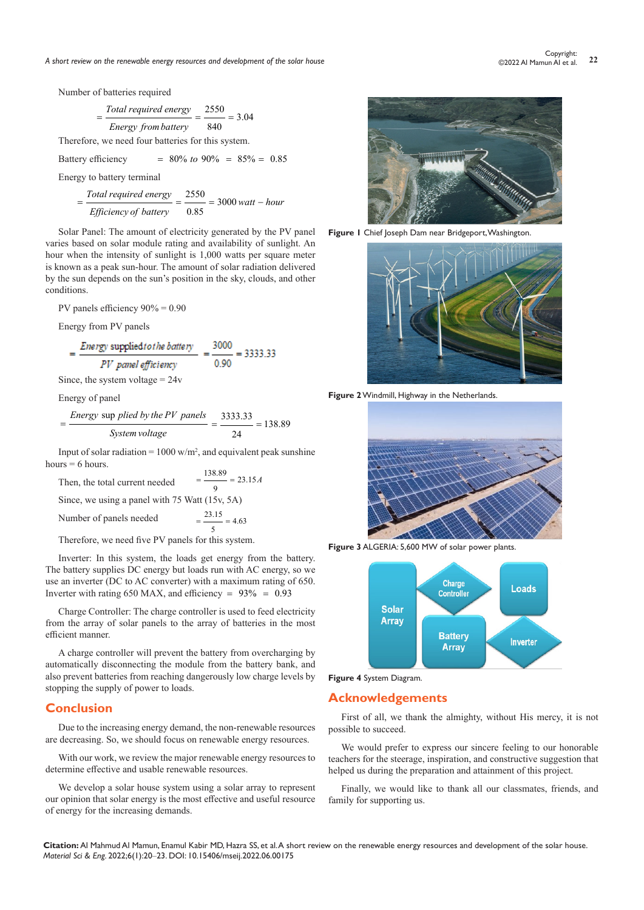Number of batteries required

$$= \frac{Total\ required\ energy}{Energy\ from\ battery} = \frac{2550}{840} = 3.04$$

Therefore, we need four batteries for this system.

Battery efficiency $= 80\%\ to\ 90\% = 85\% = 0.85$

Energy to battery terminal

$$= \frac{Total\ required\ energy}{Efficiency\ of\ battery} = \frac{2550}{0.85} = 3000\ watt - hour$$

Solar Panel: The amount of electricity generated by the PV panel varies based on solar module rating and availability of sunlight. An hour when the intensity of sunlight is 1,000 watts per square meter is known as a peak sun-hour. The amount of solar radiation delivered by the sun depends on the sun's position in the sky, clouds, and other conditions.

PV panels efficiency 90% = 0.90

Energy from PV panels

$$= \frac{Energy\ supplied\ to\ the\ battery}{PV\ panel\ efficiency} = \frac{3000}{0.90} = 3333.33$$

Since, the system voltage = 24v

Energy of panel

$$= \frac{Energy\ supplied\ by\ the\ PV\ panels}{System\ voltage} = \frac{3333.33}{24} = 138.89$$

Input of solar radiation = 1000 w/m$^2$, and equivalent peak sunshine hours = 6 hours.

Then, the total current needed $= \frac{138.89}{9} = 23.15A$

Since, we using a panel with 75 Watt (15v, 5A)

Number of panels needed $= \frac{23.15}{5} = 4.63$

Therefore, we need five PV panels for this system.

Inverter: In this system, the loads get energy from the battery. The battery supplies DC energy but loads run with AC energy, so we use an inverter (DC to AC converter) with a maximum rating of 650. Inverter with rating 650 MAX, and efficiency = 93% = 0.93

Charge Controller: The charge controller is used to feed electricity from the array of solar panels to the array of batteries in the most efficient manner.

A charge controller will prevent the battery from overcharging by automatically disconnecting the module from the battery bank, and also prevent batteries from reaching dangerously low charge levels by stopping the supply of power to loads.

## Conclusion

Due to the increasing energy demand, the non-renewable resources are decreasing. So, we should focus on renewable energy resources.

With our work, we review the major renewable energy resources to determine effective and usable renewable resources.

We develop a solar house system using a solar array to represent our opinion that solar energy is the most effective and useful resource of energy for the increasing demands.

**Figure 1** Chief Joseph Dam near Bridgeport, Washington.

**Figure 2** Windmill, Highway in the Netherlands.

**Figure 3** ALGERIA: 5,600 MW of solar power plants.

**Figure 4** System Diagram.

## Acknowledgements

First of all, we thank the almighty, without His mercy, it is not possible to succeed.

We would prefer to express our sincere feeling to our honorable teachers for the steerage, inspiration, and constructive suggestion that helped us during the preparation and attainment of this project.

Finally, we would like to thank all our classmates, friends, and family for supporting us.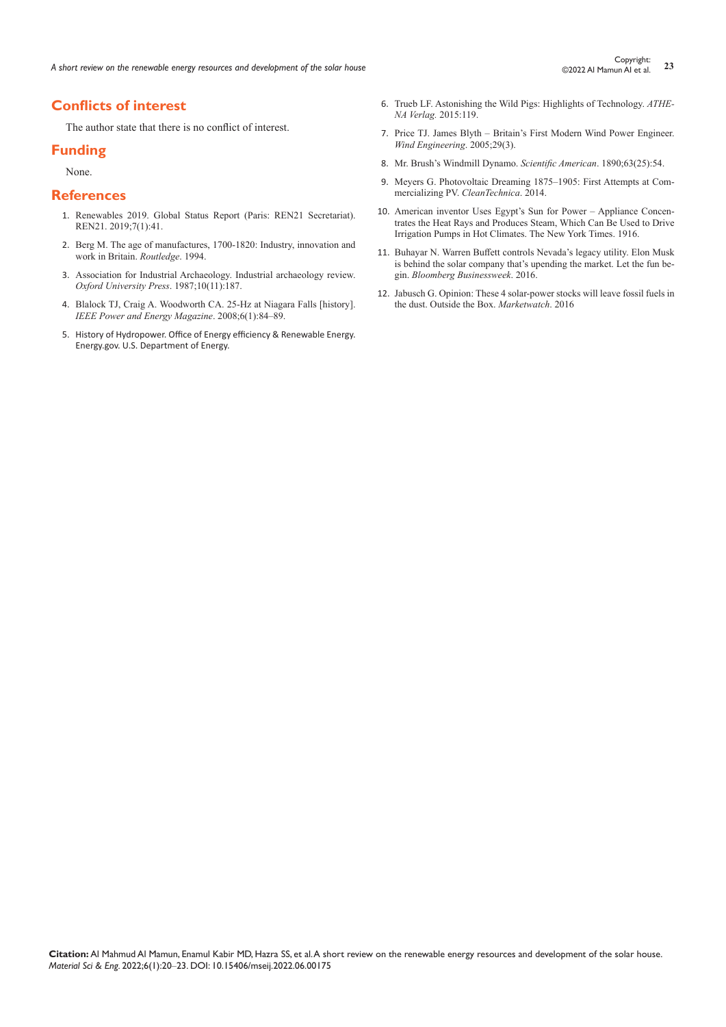## Conflicts of interest

The author state that there is no conflict of interest.

## Funding

None.

## References

1. Renewables 2019. Global Status Report (Paris: REN21 Secretariat). REN21. 2019;7(1):41.
2. Berg M. The age of manufactures, 1700-1820: Industry, innovation and work in Britain. *Routledge*. 1994.
3. Association for Industrial Archaeology. Industrial archaeology review. *Oxford University Press*. 1987;10(11):187.
4. Blalock TJ, Craig A. Woodworth CA. 25-Hz at Niagara Falls [history]. *IEEE Power and Energy Magazine*. 2008;6(1):84–89.
5. History of Hydropower. Office of Energy efficiency & Renewable Energy. Energy.gov. U.S. Department of Energy.
6. Trueb LF. Astonishing the Wild Pigs: Highlights of Technology. *ATHENA Verlag.* 2015:119.
7. Price TJ. James Blyth – Britain's First Modern Wind Power Engineer. *Wind Engineering*. 2005;29(3).
8. Mr. Brush's Windmill Dynamo. *Scientific American*. 1890;63(25):54.
9. Meyers G. Photovoltaic Dreaming 1875–1905: First Attempts at Commercializing PV. *CleanTechnica*. 2014.
10. American inventor Uses Egypt's Sun for Power – Appliance Concentrates the Heat Rays and Produces Steam, Which Can Be Used to Drive Irrigation Pumps in Hot Climates. The New York Times. 1916.
11. Buhayar N. Warren Buffett controls Nevada's legacy utility. Elon Musk is behind the solar company that's upending the market. Let the fun begin. *Bloomberg Businessweek*. 2016.
12. Jabusch G. Opinion: These 4 solar-power stocks will leave fossil fuels in the dust. Outside the Box. *Marketwatch*. 2016